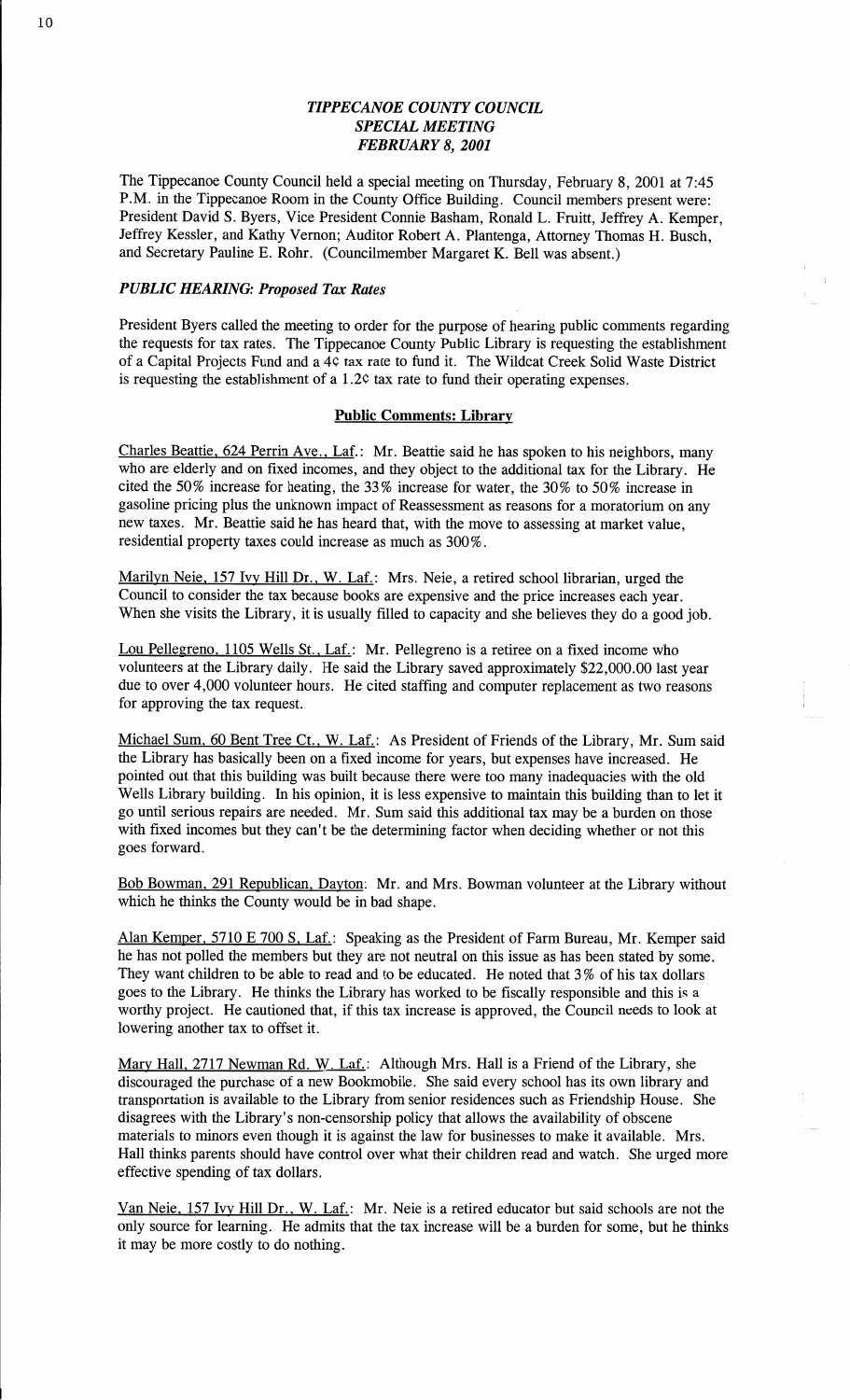# *TIPPECANOE COUNTY COUNCIL*
## *SPECIAL MEETING*
## *FEBRUARY 8, 2001*

The Tippecanoe County Council held a special meeting on Thursday, February 8, 2001 at 7:45 P.M. in the Tippecanoe Room in the County Office Building. Council members present were: President David S. Byers, Vice President Connie Basham, Ronald L. Fruitt, Jeffrey A. Kemper, Jeffrey Kessler, and Kathy Vernon; Auditor Robert A. Plantenga, Attorney Thomas H. Busch, and Secretary Pauline E. Rohr. (Councilmember Margaret K. Bell was absent.)

### *PUBLIC HEARING: Proposed Tax Rates*

President Byers called the meeting to order for the purpose of hearing public comments regarding the requests for tax rates. The Tippecanoe County Public Library is requesting the establishment of a Capital Projects Fund and a 4¢ tax rate to fund it. The Wildcat Creek Solid Waste District is requesting the establishment of a 1.2¢ tax rate to fund their operating expenses.

**Public Comments: Library**

Charles Beattie, 624 Perrin Ave., Laf.: Mr. Beattie said he has spoken to his neighbors, many who are elderly and on fixed incomes, and they object to the additional tax for the Library. He cited the 50% increase for heating, the 33% increase for water, the 30% to 50% increase in gasoline pricing plus the unknown impact of Reassessment as reasons for a moratorium on any new taxes. Mr. Beattie said he has heard that, with the move to assessing at market value, residential property taxes could increase as much as 300%.

Marilyn Neie, 157 Ivy Hill Dr., W. Laf.: Mrs. Neie, a retired school librarian, urged the Council to consider the tax because books are expensive and the price increases each year. When she visits the Library, it is usually filled to capacity and she believes they do a good job.

Lou Pellegreno, 1105 Wells St., Laf.: Mr. Pellegreno is a retiree on a fixed income who volunteers at the Library daily. He said the Library saved approximately $22,000.00 last year due to over 4,000 volunteer hours. He cited staffing and computer replacement as two reasons for approving the tax request.

Michael Sum, 60 Bent Tree Ct., W. Laf.: As President of Friends of the Library, Mr. Sum said the Library has basically been on a fixed income for years, but expenses have increased. He pointed out that this building was built because there were too many inadequacies with the old Wells Library building. In his opinion, it is less expensive to maintain this building than to let it go until serious repairs are needed. Mr. Sum said this additional tax may be a burden on those with fixed incomes but they can't be the determining factor when deciding whether or not this goes forward.

Bob Bowman, 291 Republican, Dayton: Mr. and Mrs. Bowman volunteer at the Library without which he thinks the County would be in bad shape.

Alan Kemper, 5710 E 700 S, Laf.: Speaking as the President of Farm Bureau, Mr. Kemper said he has not polled the members but they are not neutral on this issue as has been stated by some. They want children to be able to read and to be educated. He noted that 3% of his tax dollars goes to the Library. He thinks the Library has worked to be fiscally responsible and this is a worthy project. He cautioned that, if this tax increase is approved, the Council needs to look at lowering another tax to offset it.

Mary Hall, 2717 Newman Rd. W. Laf.: Although Mrs. Hall is a Friend of the Library, she discouraged the purchase of a new Bookmobile. She said every school has its own library and transportation is available to the Library from senior residences such as Friendship House. She disagrees with the Library's non-censorship policy that allows the availability of obscene materials to minors even though it is against the law for businesses to make it available. Mrs. Hall thinks parents should have control over what their children read and watch. She urged more effective spending of tax dollars.

Van Neie, 157 Ivy Hill Dr., W. Laf.: Mr. Neie is a retired educator but said schools are not the only source for learning. He admits that the tax increase will be a burden for some, but he thinks it may be more costly to do nothing.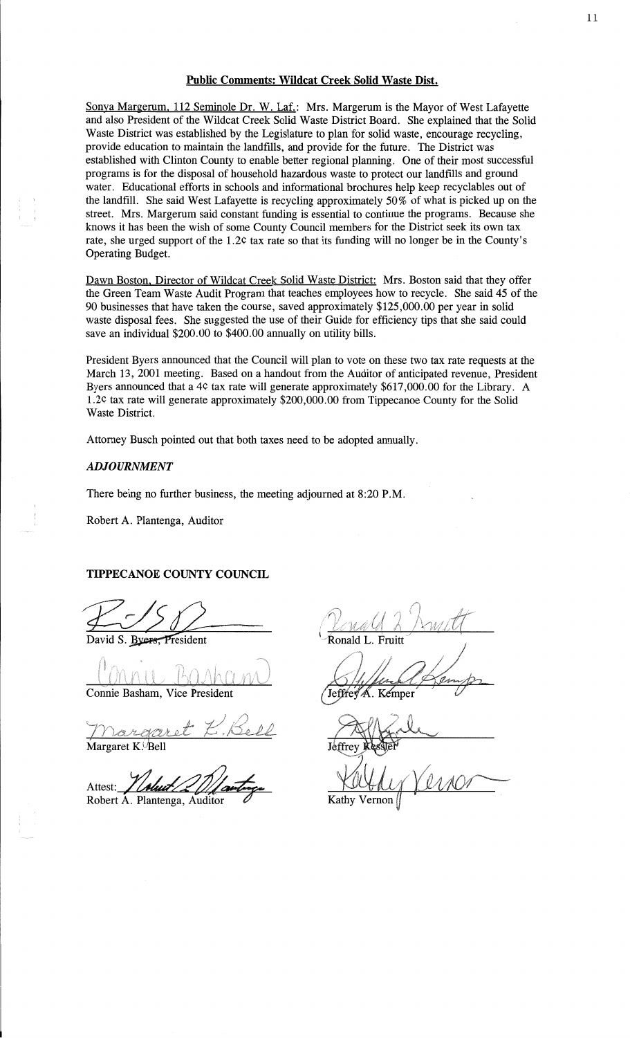**Public Comments: Wildcat Creek Solid Waste Dist.**

Sonya Margerum, 112 Seminole Dr. W. Laf.: Mrs. Margerum is the Mayor of West Lafayette and also President of the Wildcat Creek Solid Waste District Board. She explained that the Solid Waste District was established by the Legislature to plan for solid waste, encourage recycling, provide education to maintain the landfills, and provide for the future. The District was established with Clinton County to enable better regional planning. One of their most successful programs is for the disposal of household hazardous waste to protect our landfills and ground water. Educational efforts in schools and informational brochures help keep recyclables out of the landfill. She said West Lafayette is recycling approximately 50% of what is picked up on the street. Mrs. Margerum said constant funding is essential to continue the programs. Because she knows it has been the wish of some County Council members for the District seek its own tax rate, she urged support of the 1.2¢ tax rate so that its funding will no longer be in the County's Operating Budget.

Dawn Boston, Director of Wildcat Creek Solid Waste District: Mrs. Boston said that they offer the Green Team Waste Audit Program that teaches employees how to recycle. She said 45 of the 90 businesses that have taken the course, saved approximately $125,000.00 per year in solid waste disposal fees. She suggested the use of their Guide for efficiency tips that she said could save an individual $200.00 to $400.00 annually on utility bills.

President Byers announced that the Council will plan to vote on these two tax rate requests at the March 13, 2001 meeting. Based on a handout from the Auditor of anticipated revenue, President Byers announced that a 4¢ tax rate will generate approximately $617,000.00 for the Library. A 1.2¢ tax rate will generate approximately $200,000.00 from Tippecanoe County for the Solid Waste District.

Attorney Busch pointed out that both taxes need to be adopted annually.

***ADJOURNMENT***

There being no further business, the meeting adjourned at 8:20 P.M.

Robert A. Plantenga, Auditor

**TIPPECANOE COUNTY COUNCIL**

David S. Byers, President

Connie Basham, Vice President

Margaret K. Bell

Attest:
Robert A. Plantenga, Auditor

Ronald L. Fruitt

Jeffrey A. Kemper

Jeffrey Kessler

Kathy Vernon